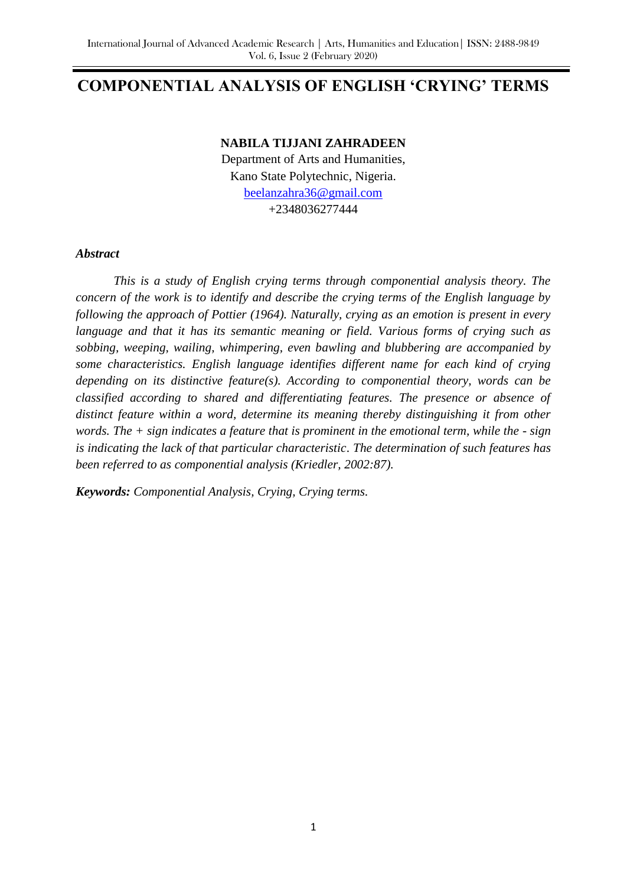# COMPONENTIAL ANALYSIS OF ENGLISH 'CRYING' TERMS

**NABILA TIJJANI ZAHRADEEN**

Department of Arts and Humanities,
Kano State Polytechnic, Nigeria.
beelanzahra36@gmail.com
+2348036277444

***Abstract***

*This is a study of English crying terms through componential analysis theory. The concern of the work is to identify and describe the crying terms of the English language by following the approach of Pottier (1964). Naturally, crying as an emotion is present in every language and that it has its semantic meaning or field. Various forms of crying such as sobbing, weeping, wailing, whimpering, even bawling and blubbering are accompanied by some characteristics. English language identifies different name for each kind of crying depending on its distinctive feature(s). According to componential theory, words can be classified according to shared and differentiating features. The presence or absence of distinct feature within a word, determine its meaning thereby distinguishing it from other words. The + sign indicates a feature that is prominent in the emotional term, while the - sign is indicating the lack of that particular characteristic. The determination of such features has been referred to as componential analysis (Kriedler, 2002:87).*

***Keywords:*** *Componential Analysis, Crying, Crying terms.*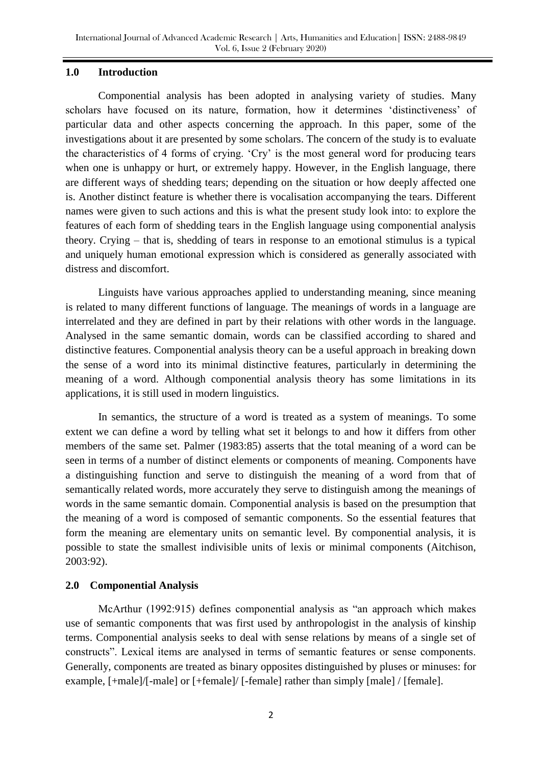## 1.0 Introduction

Componential analysis has been adopted in analysing variety of studies. Many scholars have focused on its nature, formation, how it determines 'distinctiveness' of particular data and other aspects concerning the approach. In this paper, some of the investigations about it are presented by some scholars. The concern of the study is to evaluate the characteristics of 4 forms of crying. 'Cry' is the most general word for producing tears when one is unhappy or hurt, or extremely happy. However, in the English language, there are different ways of shedding tears; depending on the situation or how deeply affected one is. Another distinct feature is whether there is vocalisation accompanying the tears. Different names were given to such actions and this is what the present study look into: to explore the features of each form of shedding tears in the English language using componential analysis theory. Crying – that is, shedding of tears in response to an emotional stimulus is a typical and uniquely human emotional expression which is considered as generally associated with distress and discomfort.

Linguists have various approaches applied to understanding meaning, since meaning is related to many different functions of language. The meanings of words in a language are interrelated and they are defined in part by their relations with other words in the language. Analysed in the same semantic domain, words can be classified according to shared and distinctive features. Componential analysis theory can be a useful approach in breaking down the sense of a word into its minimal distinctive features, particularly in determining the meaning of a word. Although componential analysis theory has some limitations in its applications, it is still used in modern linguistics.

In semantics, the structure of a word is treated as a system of meanings. To some extent we can define a word by telling what set it belongs to and how it differs from other members of the same set. Palmer (1983:85) asserts that the total meaning of a word can be seen in terms of a number of distinct elements or components of meaning. Components have a distinguishing function and serve to distinguish the meaning of a word from that of semantically related words, more accurately they serve to distinguish among the meanings of words in the same semantic domain. Componential analysis is based on the presumption that the meaning of a word is composed of semantic components. So the essential features that form the meaning are elementary units on semantic level. By componential analysis, it is possible to state the smallest indivisible units of lexis or minimal components (Aitchison, 2003:92).

## 2.0 Componential Analysis

McArthur (1992:915) defines componential analysis as "an approach which makes use of semantic components that was first used by anthropologist in the analysis of kinship terms. Componential analysis seeks to deal with sense relations by means of a single set of constructs". Lexical items are analysed in terms of semantic features or sense components. Generally, components are treated as binary opposites distinguished by pluses or minuses: for example, [+male]/[-male] or [+female]/ [-female] rather than simply [male] / [female].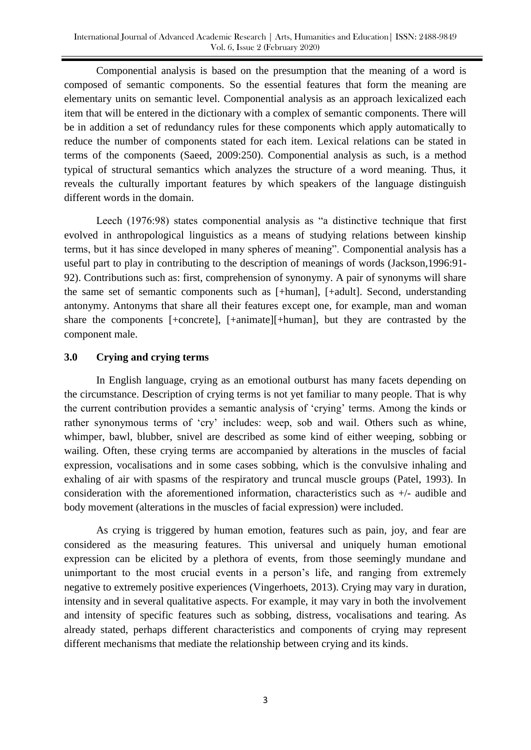Componential analysis is based on the presumption that the meaning of a word is composed of semantic components. So the essential features that form the meaning are elementary units on semantic level. Componential analysis as an approach lexicalized each item that will be entered in the dictionary with a complex of semantic components. There will be in addition a set of redundancy rules for these components which apply automatically to reduce the number of components stated for each item. Lexical relations can be stated in terms of the components (Saeed, 2009:250). Componential analysis as such, is a method typical of structural semantics which analyzes the structure of a word meaning. Thus, it reveals the culturally important features by which speakers of the language distinguish different words in the domain.

Leech (1976:98) states componential analysis as "a distinctive technique that first evolved in anthropological linguistics as a means of studying relations between kinship terms, but it has since developed in many spheres of meaning". Componential analysis has a useful part to play in contributing to the description of meanings of words (Jackson,1996:91-92). Contributions such as: first, comprehension of synonymy. A pair of synonyms will share the same set of semantic components such as [+human], [+adult]. Second, understanding antonymy. Antonyms that share all their features except one, for example, man and woman share the components [+concrete], [+animate][+human], but they are contrasted by the component male.

### 3.0 Crying and crying terms

In English language, crying as an emotional outburst has many facets depending on the circumstance. Description of crying terms is not yet familiar to many people. That is why the current contribution provides a semantic analysis of 'crying' terms. Among the kinds or rather synonymous terms of 'cry' includes: weep, sob and wail. Others such as whine, whimper, bawl, blubber, snivel are described as some kind of either weeping, sobbing or wailing. Often, these crying terms are accompanied by alterations in the muscles of facial expression, vocalisations and in some cases sobbing, which is the convulsive inhaling and exhaling of air with spasms of the respiratory and truncal muscle groups (Patel, 1993). In consideration with the aforementioned information, characteristics such as +/- audible and body movement (alterations in the muscles of facial expression) were included.

As crying is triggered by human emotion, features such as pain, joy, and fear are considered as the measuring features. This universal and uniquely human emotional expression can be elicited by a plethora of events, from those seemingly mundane and unimportant to the most crucial events in a person's life, and ranging from extremely negative to extremely positive experiences (Vingerhoets, 2013). Crying may vary in duration, intensity and in several qualitative aspects. For example, it may vary in both the involvement and intensity of specific features such as sobbing, distress, vocalisations and tearing. As already stated, perhaps different characteristics and components of crying may represent different mechanisms that mediate the relationship between crying and its kinds.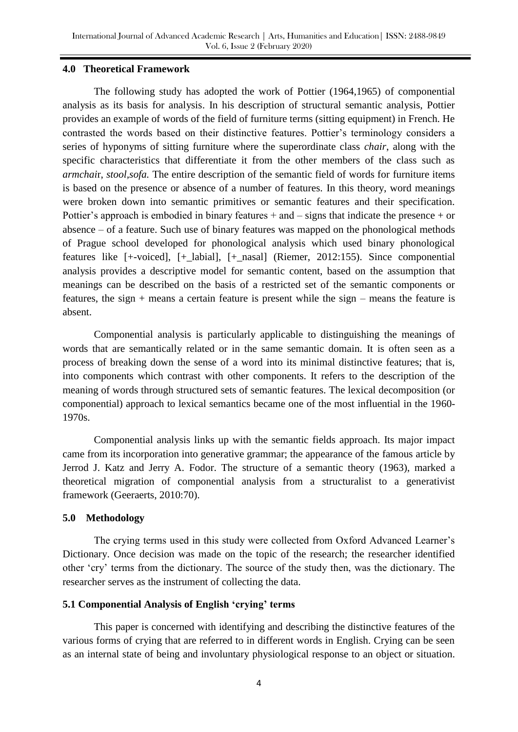## 4.0 Theoretical Framework

The following study has adopted the work of Pottier (1964,1965) of componential analysis as its basis for analysis. In his description of structural semantic analysis, Pottier provides an example of words of the field of furniture terms (sitting equipment) in French. He contrasted the words based on their distinctive features. Pottier's terminology considers a series of hyponyms of sitting furniture where the superordinate class *chair*, along with the specific characteristics that differentiate it from the other members of the class such as *armchai*r, *stool,sofa.* The entire description of the semantic field of words for furniture items is based on the presence or absence of a number of features. In this theory, word meanings were broken down into semantic primitives or semantic features and their specification. Pottier's approach is embodied in binary features + and – signs that indicate the presence + or absence – of a feature. Such use of binary features was mapped on the phonological methods of Prague school developed for phonological analysis which used binary phonological features like [+-voiced], [+_labial], [+_nasal] (Riemer, 2012:155). Since componential analysis provides a descriptive model for semantic content, based on the assumption that meanings can be described on the basis of a restricted set of the semantic components or features, the sign + means a certain feature is present while the sign – means the feature is absent.

Componential analysis is particularly applicable to distinguishing the meanings of words that are semantically related or in the same semantic domain. It is often seen as a process of breaking down the sense of a word into its minimal distinctive features; that is, into components which contrast with other components. It refers to the description of the meaning of words through structured sets of semantic features. The lexical decomposition (or componential) approach to lexical semantics became one of the most influential in the 1960-1970s.

Componential analysis links up with the semantic fields approach. Its major impact came from its incorporation into generative grammar; the appearance of the famous article by Jerrod J. Katz and Jerry A. Fodor. The structure of a semantic theory (1963), marked a theoretical migration of componential analysis from a structuralist to a generativist framework (Geeraerts, 2010:70).

## 5.0 Methodology

The crying terms used in this study were collected from Oxford Advanced Learner's Dictionary. Once decision was made on the topic of the research; the researcher identified other 'cry' terms from the dictionary. The source of the study then, was the dictionary. The researcher serves as the instrument of collecting the data.

### 5.1 Componential Analysis of English 'crying' terms

This paper is concerned with identifying and describing the distinctive features of the various forms of crying that are referred to in different words in English. Crying can be seen as an internal state of being and involuntary physiological response to an object or situation.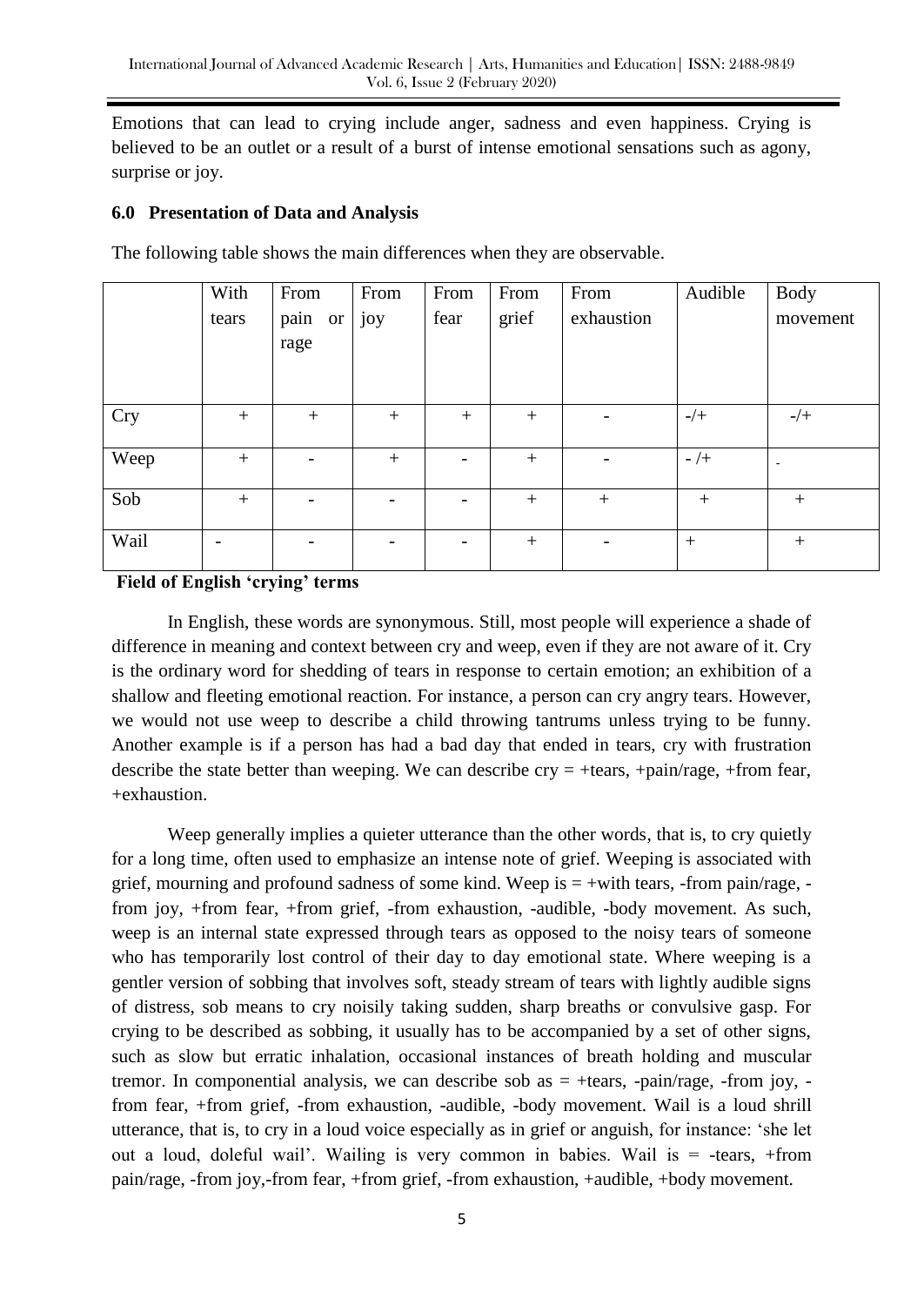Emotions that can lead to crying include anger, sadness and even happiness. Crying is believed to be an outlet or a result of a burst of intense emotional sensations such as agony, surprise or joy.

### 6.0 Presentation of Data and Analysis

The following table shows the main differences when they are observable.

| | With tears | From pain or rage | From joy | From fear | From grief | From exhaustion | Audible | Body movement |
|---|---|---|---|---|---|---|---|---|
| Cry | + | + | + | + | + | - | -/+ | -/+ |
| Weep | + | - | + | - | + | - | - /+ | - |
| Sob | + | - | - | - | + | + | + | + |
| Wail | - | - | - | - | + | - | + | + |

**Field of English 'crying' terms**

In English, these words are synonymous. Still, most people will experience a shade of difference in meaning and context between cry and weep, even if they are not aware of it. Cry is the ordinary word for shedding of tears in response to certain emotion; an exhibition of a shallow and fleeting emotional reaction. For instance, a person can cry angry tears. However, we would not use weep to describe a child throwing tantrums unless trying to be funny. Another example is if a person has had a bad day that ended in tears, cry with frustration describe the state better than weeping. We can describe cry = +tears, +pain/rage, +from fear, +exhaustion.

Weep generally implies a quieter utterance than the other words, that is, to cry quietly for a long time, often used to emphasize an intense note of grief. Weeping is associated with grief, mourning and profound sadness of some kind. Weep is = +with tears, -from pain/rage, -from joy, +from fear, +from grief, -from exhaustion, -audible, -body movement. As such, weep is an internal state expressed through tears as opposed to the noisy tears of someone who has temporarily lost control of their day to day emotional state. Where weeping is a gentler version of sobbing that involves soft, steady stream of tears with lightly audible signs of distress, sob means to cry noisily taking sudden, sharp breaths or convulsive gasp. For crying to be described as sobbing, it usually has to be accompanied by a set of other signs, such as slow but erratic inhalation, occasional instances of breath holding and muscular tremor. In componential analysis, we can describe sob as = +tears, -pain/rage, -from joy, -from fear, +from grief, -from exhaustion, -audible, -body movement. Wail is a loud shrill utterance, that is, to cry in a loud voice especially as in grief or anguish, for instance: 'she let out a loud, doleful wail'. Wailing is very common in babies. Wail is = -tears, +from pain/rage, -from joy,-from fear, +from grief, -from exhaustion, +audible, +body movement.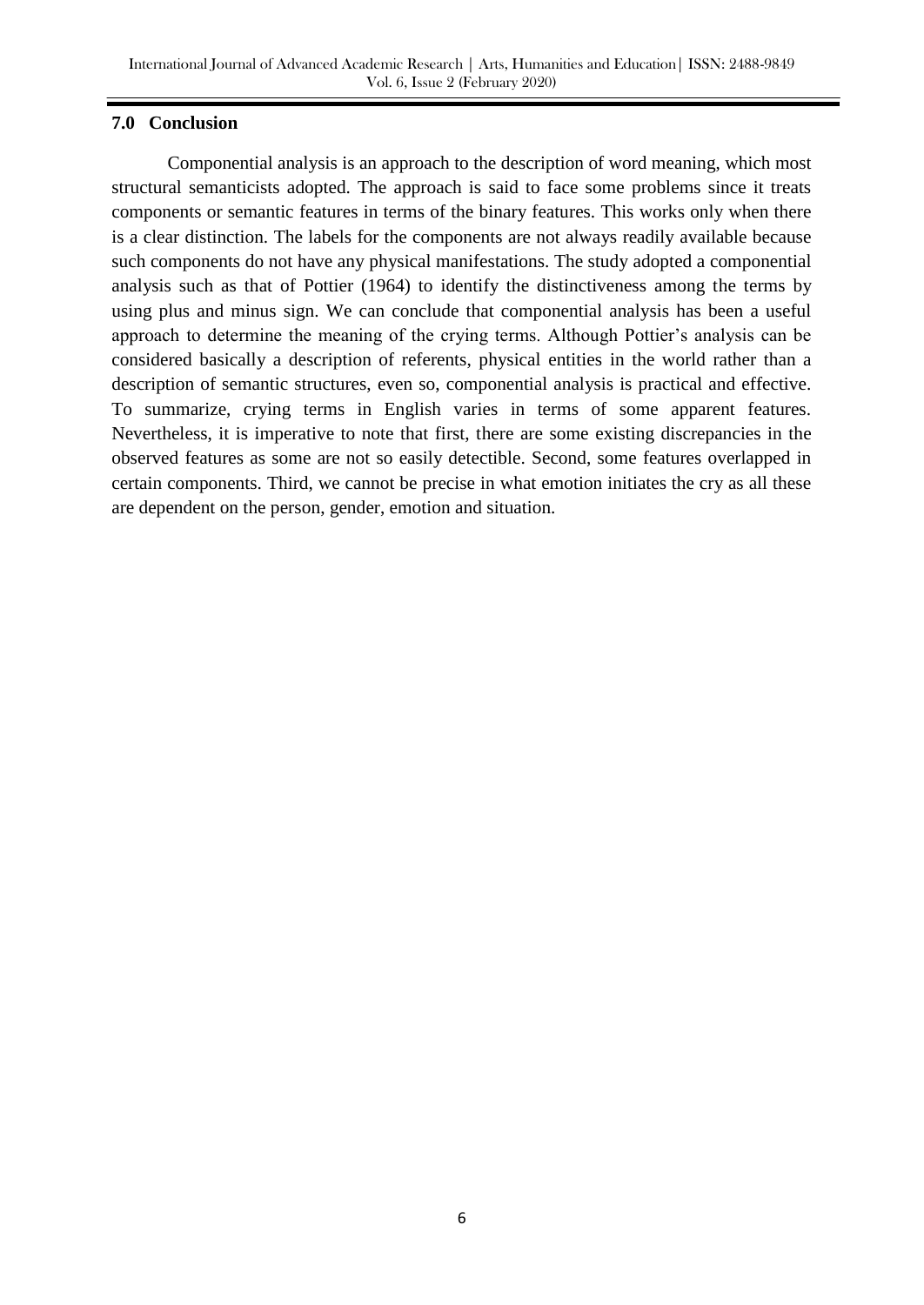## 7.0 Conclusion

Componential analysis is an approach to the description of word meaning, which most structural semanticists adopted. The approach is said to face some problems since it treats components or semantic features in terms of the binary features. This works only when there is a clear distinction. The labels for the components are not always readily available because such components do not have any physical manifestations. The study adopted a componential analysis such as that of Pottier (1964) to identify the distinctiveness among the terms by using plus and minus sign. We can conclude that componential analysis has been a useful approach to determine the meaning of the crying terms. Although Pottier's analysis can be considered basically a description of referents, physical entities in the world rather than a description of semantic structures, even so, componential analysis is practical and effective. To summarize, crying terms in English varies in terms of some apparent features. Nevertheless, it is imperative to note that first, there are some existing discrepancies in the observed features as some are not so easily detectible. Second, some features overlapped in certain components. Third, we cannot be precise in what emotion initiates the cry as all these are dependent on the person, gender, emotion and situation.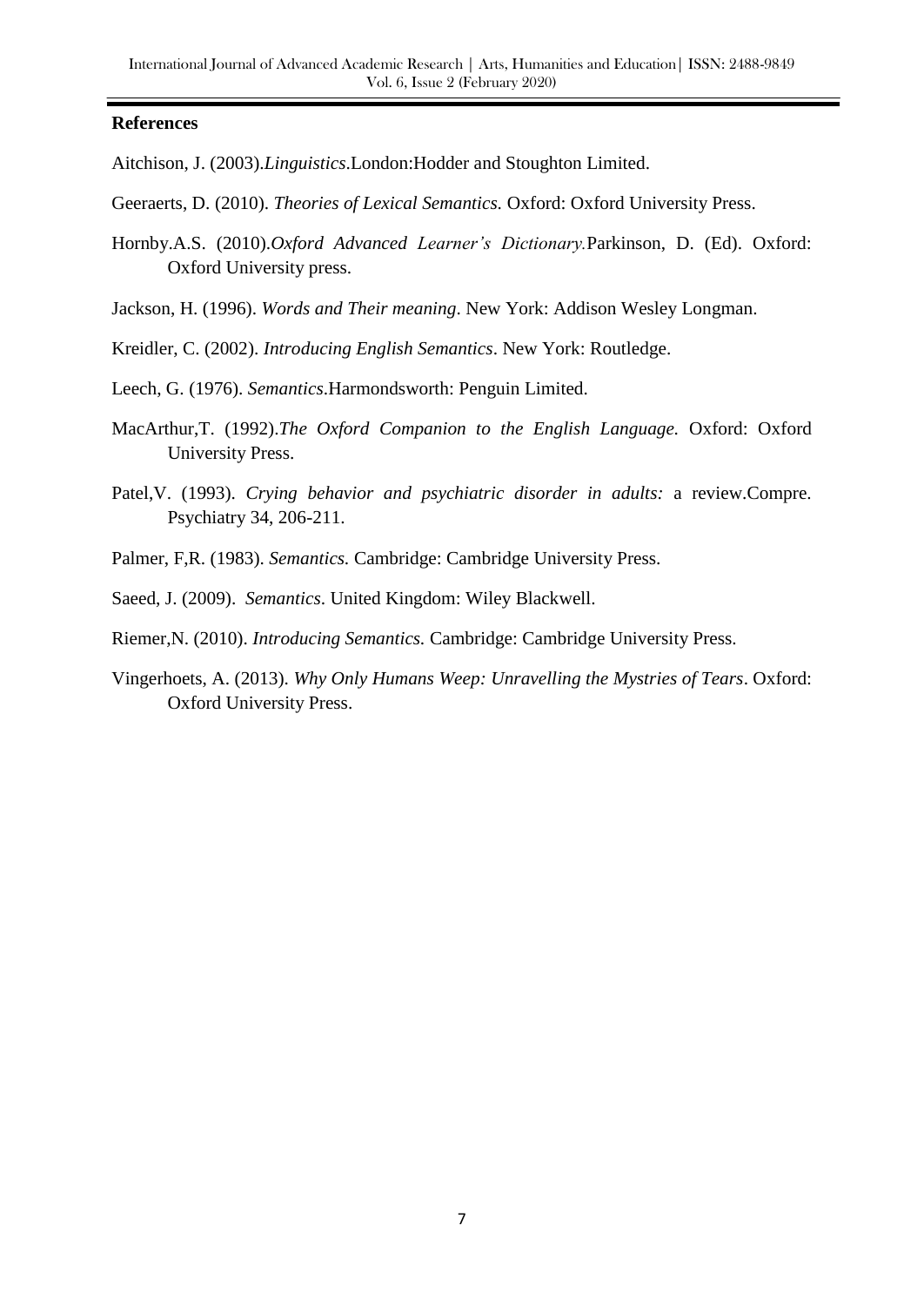**References**

Aitchison, J. (2003).*Linguistics*.London:Hodder and Stoughton Limited.

Geeraerts, D. (2010). *Theories of Lexical Semantics.* Oxford: Oxford University Press.

Hornby.A.S. (2010).*Oxford Advanced Learner's Dictionary.*Parkinson, D. (Ed). Oxford: Oxford University press.

Jackson, H. (1996). *Words and Their meaning*. New York: Addison Wesley Longman.

Kreidler, C. (2002). *Introducing English Semantics*. New York: Routledge.

Leech, G. (1976). *Semantics*.Harmondsworth: Penguin Limited.

MacArthur,T. (1992).*The Oxford Companion to the English Language.* Oxford: Oxford University Press.

Patel,V. (1993). *Crying behavior and psychiatric disorder in adults:* a review.Compre. Psychiatry 34, 206-211.

Palmer, F,R. (1983). *Semantics.* Cambridge: Cambridge University Press.

Saeed, J. (2009). *Semantics*. United Kingdom: Wiley Blackwell.

Riemer,N. (2010). *Introducing Semantics.* Cambridge: Cambridge University Press.

Vingerhoets, A. (2013). *Why Only Humans Weep: Unravelling the Mystries of Tears*. Oxford: Oxford University Press.